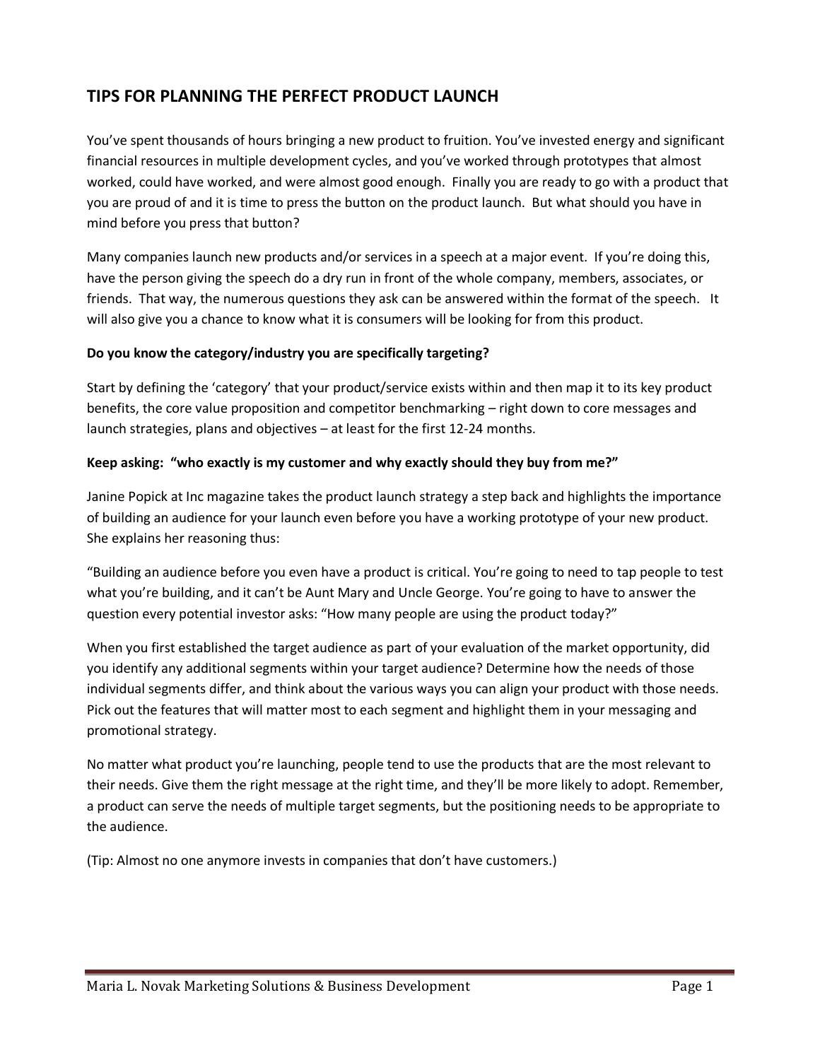# TIPS FOR PLANNING THE PERFECT PRODUCT LAUNCH

You've spent thousands of hours bringing a new product to fruition. You've invested energy and significant financial resources in multiple development cycles, and you've worked through prototypes that almost worked, could have worked, and were almost good enough. Finally you are ready to go with a product that you are proud of and it is time to press the button on the product launch. But what should you have in mind before you press that button?

Many companies launch new products and/or services in a speech at a major event. If you're doing this, have the person giving the speech do a dry run in front of the whole company, members, associates, or friends. That way, the numerous questions they ask can be answered within the format of the speech. It will also give you a chance to know what it is consumers will be looking for from this product.

**Do you know the category/industry you are specifically targeting?**

Start by defining the 'category' that your product/service exists within and then map it to its key product benefits, the core value proposition and competitor benchmarking – right down to core messages and launch strategies, plans and objectives – at least for the first 12-24 months.

**Keep asking: "who exactly is my customer and why exactly should they buy from me?"**

Janine Popick at Inc magazine takes the product launch strategy a step back and highlights the importance of building an audience for your launch even before you have a working prototype of your new product. She explains her reasoning thus:

"Building an audience before you even have a product is critical. You're going to need to tap people to test what you're building, and it can't be Aunt Mary and Uncle George. You're going to have to answer the question every potential investor asks: "How many people are using the product today?"

When you first established the target audience as part of your evaluation of the market opportunity, did you identify any additional segments within your target audience? Determine how the needs of those individual segments differ, and think about the various ways you can align your product with those needs. Pick out the features that will matter most to each segment and highlight them in your messaging and promotional strategy.

No matter what product you're launching, people tend to use the products that are the most relevant to their needs. Give them the right message at the right time, and they'll be more likely to adopt. Remember, a product can serve the needs of multiple target segments, but the positioning needs to be appropriate to the audience.

(Tip: Almost no one anymore invests in companies that don't have customers.)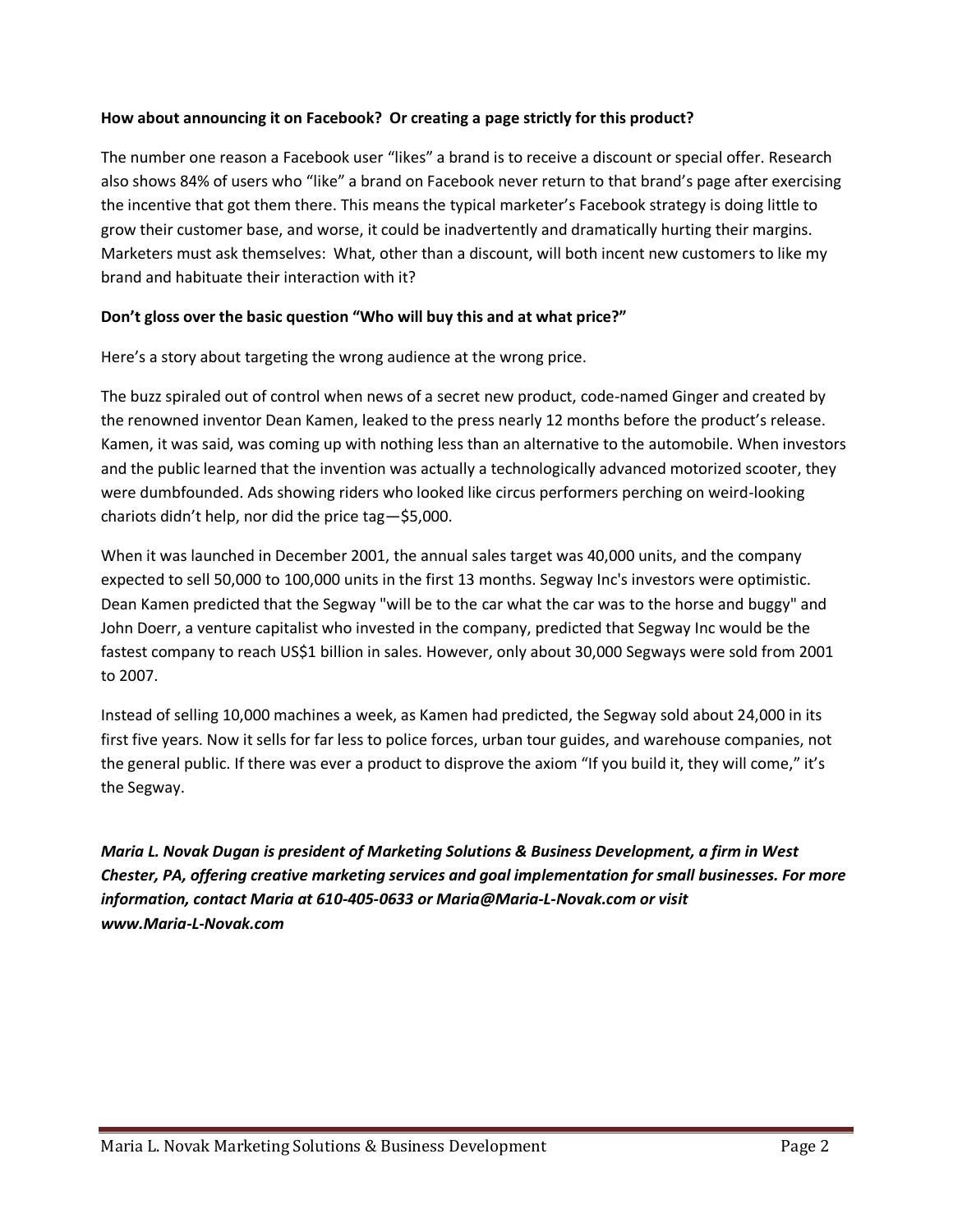**How about announcing it on Facebook? Or creating a page strictly for this product?**

The number one reason a Facebook user "likes" a brand is to receive a discount or special offer. Research also shows 84% of users who "like" a brand on Facebook never return to that brand's page after exercising the incentive that got them there. This means the typical marketer's Facebook strategy is doing little to grow their customer base, and worse, it could be inadvertently and dramatically hurting their margins. Marketers must ask themselves: What, other than a discount, will both incent new customers to like my brand and habituate their interaction with it?

**Don't gloss over the basic question "Who will buy this and at what price?"**

Here's a story about targeting the wrong audience at the wrong price.

The buzz spiraled out of control when news of a secret new product, code-named Ginger and created by the renowned inventor Dean Kamen, leaked to the press nearly 12 months before the product's release. Kamen, it was said, was coming up with nothing less than an alternative to the automobile. When investors and the public learned that the invention was actually a technologically advanced motorized scooter, they were dumbfounded. Ads showing riders who looked like circus performers perching on weird-looking chariots didn't help, nor did the price tag—$5,000.

When it was launched in December 2001, the annual sales target was 40,000 units, and the company expected to sell 50,000 to 100,000 units in the first 13 months. Segway Inc's investors were optimistic. Dean Kamen predicted that the Segway "will be to the car what the car was to the horse and buggy" and John Doerr, a venture capitalist who invested in the company, predicted that Segway Inc would be the fastest company to reach US$1 billion in sales. However, only about 30,000 Segways were sold from 2001 to 2007.

Instead of selling 10,000 machines a week, as Kamen had predicted, the Segway sold about 24,000 in its first five years. Now it sells for far less to police forces, urban tour guides, and warehouse companies, not the general public. If there was ever a product to disprove the axiom "If you build it, they will come," it's the Segway.

***Maria L. Novak Dugan is president of Marketing Solutions & Business Development, a firm in West Chester, PA, offering creative marketing services and goal implementation for small businesses. For more information, contact Maria at 610-405-0633 or Maria@Maria-L-Novak.com or visit www.Maria-L-Novak.com***